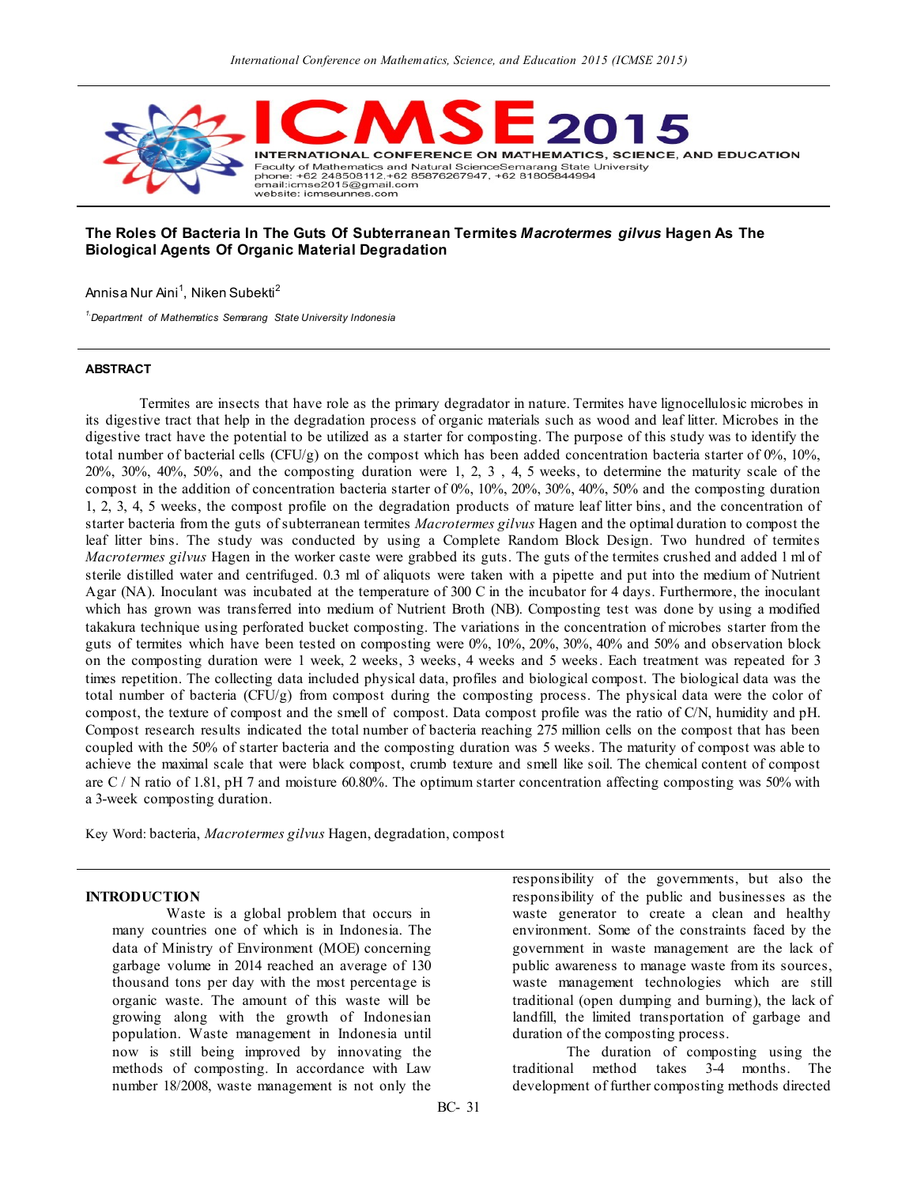# The Roles Of Bacteria In The Guts Of Subterranean Termites *Macrotermes gilvus* Hagen As The Biological Agents Of Organic Material Degradation

Annisa Nur Aini[1], Niken Subekti[2]

[1] *Department of Mathematics Semarang State University Indonesia*

### ABSTRACT

Termites are insects that have role as the primary degradator in nature. Termites have lignocellulosic microbes in its digestive tract that help in the degradation process of organic materials such as wood and leaf litter. Microbes in the digestive tract have the potential to be utilized as a starter for composting. The purpose of this study was to identify the total number of bacterial cells (CFU/g) on the compost which has been added concentration bacteria starter of 0%, 10%, 20%, 30%, 40%, 50%, and the composting duration were 1, 2, 3 , 4, 5 weeks, to determine the maturity scale of the compost in the addition of concentration bacteria starter of 0%, 10%, 20%, 30%, 40%, 50% and the composting duration 1, 2, 3, 4, 5 weeks, the compost profile on the degradation products of mature leaf litter bins, and the concentration of starter bacteria from the guts of subterranean termites *Macrotermes gilvus* Hagen and the optimal duration to compost the leaf litter bins. The study was conducted by using a Complete Random Block Design. Two hundred of termites *Macrotermes gilvus* Hagen in the worker caste were grabbed its guts. The guts of the termites crushed and added 1 ml of sterile distilled water and centrifuged. 0.3 ml of aliquots were taken with a pipette and put into the medium of Nutrient Agar (NA). Inoculant was incubated at the temperature of 300 C in the incubator for 4 days. Furthermore, the inoculant which has grown was transferred into medium of Nutrient Broth (NB). Composting test was done by using a modified takakura technique using perforated bucket composting. The variations in the concentration of microbes starter from the guts of termites which have been tested on composting were 0%, 10%, 20%, 30%, 40% and 50% and observation block on the composting duration were 1 week, 2 weeks, 3 weeks, 4 weeks and 5 weeks. Each treatment was repeated for 3 times repetition. The collecting data included physical data, profiles and biological compost. The biological data was the total number of bacteria (CFU/g) from compost during the composting process. The physical data were the color of compost, the texture of compost and the smell of compost. Data compost profile was the ratio of C/N, humidity and pH. Compost research results indicated the total number of bacteria reaching 275 million cells on the compost that has been coupled with the 50% of starter bacteria and the composting duration was 5 weeks. The maturity of compost was able to achieve the maximal scale that were black compost, crumb texture and smell like soil. The chemical content of compost are C / N ratio of 1.81, pH 7 and moisture 60.80%. The optimum starter concentration affecting composting was 50% with a 3-week composting duration.

Key Word: bacteria, *Macrotermes gilvus* Hagen, degradation, compost

### INTRODUCTION

Waste is a global problem that occurs in many countries one of which is in Indonesia. The data of Ministry of Environment (MOE) concerning garbage volume in 2014 reached an average of 130 thousand tons per day with the most percentage is organic waste. The amount of this waste will be growing along with the growth of Indonesian population. Waste management in Indonesia until now is still being improved by innovating the methods of composting. In accordance with Law number 18/2008, waste management is not only the responsibility of the governments, but also the responsibility of the public and businesses as the waste generator to create a clean and healthy environment. Some of the constraints faced by the government in waste management are the lack of public awareness to manage waste from its sources, waste management technologies which are still traditional (open dumping and burning), the lack of landfill, the limited transportation of garbage and duration of the composting process.

The duration of composting using the traditional method takes 3-4 months. The development of further composting methods directed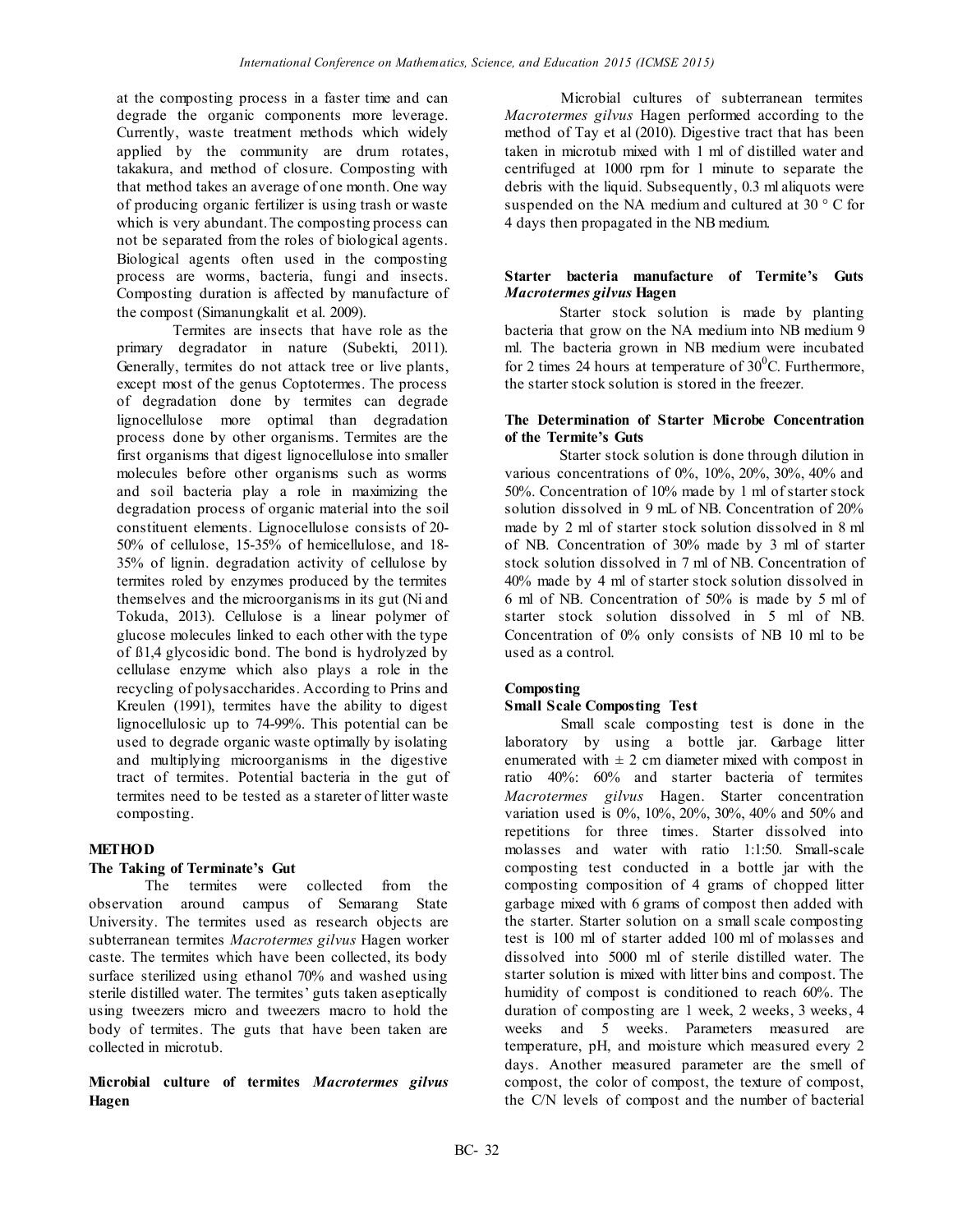at the composting process in a faster time and can degrade the organic components more leverage. Currently, waste treatment methods which widely applied by the community are drum rotates, takakura, and method of closure. Composting with that method takes an average of one month. One way of producing organic fertilizer is using trash or waste which is very abundant. The composting process can not be separated from the roles of biological agents. Biological agents often used in the composting process are worms, bacteria, fungi and insects. Composting duration is affected by manufacture of the compost (Simanungkalit et al. 2009).

Termites are insects that have role as the primary degradator in nature (Subekti, 2011). Generally, termites do not attack tree or live plants, except most of the genus Coptotermes. The process of degradation done by termites can degrade lignocellulose more optimal than degradation process done by other organisms. Termites are the first organisms that digest lignocellulose into smaller molecules before other organisms such as worms and soil bacteria play a role in maximizing the degradation process of organic material into the soil constituent elements. Lignocellulose consists of 20-50% of cellulose, 15-35% of hemicellulose, and 18-35% of lignin. degradation activity of cellulose by termites roled by enzymes produced by the termites themselves and the microorganisms in its gut (Ni and Tokuda, 2013). Cellulose is a linear polymer of glucose molecules linked to each other with the type of ß1,4 glycosidic bond. The bond is hydrolyzed by cellulase enzyme which also plays a role in the recycling of polysaccharides. According to Prins and Kreulen (1991), termites have the ability to digest lignocellulosic up to 74-99%. This potential can be used to degrade organic waste optimally by isolating and multiplying microorganisms in the digestive tract of termites. Potential bacteria in the gut of termites need to be tested as a stareter of litter waste composting.

## METHOD

### The Taking of Terminate's Gut

The termites were collected from the observation around campus of Semarang State University. The termites used as research objects are subterranean termites *Macrotermes gilvus* Hagen worker caste. The termites which have been collected, its body surface sterilized using ethanol 70% and washed using sterile distilled water. The termites' guts taken aseptically using tweezers micro and tweezers macro to hold the body of termites. The guts that have been taken are collected in microtub.

### Microbial culture of termites *Macrotermes gilvus* Hagen

Microbial cultures of subterranean termites *Macrotermes gilvus* Hagen performed according to the method of Tay et al (2010). Digestive tract that has been taken in microtub mixed with 1 ml of distilled water and centrifuged at 1000 rpm for 1 minute to separate the debris with the liquid. Subsequently, 0.3 ml aliquots were suspended on the NA medium and cultured at 30 ° C for 4 days then propagated in the NB medium.

### Starter bacteria manufacture of Termite's Guts *Macrotermes gilvus* Hagen

Starter stock solution is made by planting bacteria that grow on the NA medium into NB medium 9 ml. The bacteria grown in NB medium were incubated for 2 times 24 hours at temperature of $30^0$C. Furthermore, the starter stock solution is stored in the freezer.

### The Determination of Starter Microbe Concentration of the Termite's Guts

Starter stock solution is done through dilution in various concentrations of 0%, 10%, 20%, 30%, 40% and 50%. Concentration of 10% made by 1 ml of starter stock solution dissolved in 9 mL of NB. Concentration of 20% made by 2 ml of starter stock solution dissolved in 8 ml of NB. Concentration of 30% made by 3 ml of starter stock solution dissolved in 7 ml of NB. Concentration of 40% made by 4 ml of starter stock solution dissolved in 6 ml of NB. Concentration of 50% is made by 5 ml of starter stock solution dissolved in 5 ml of NB. Concentration of 0% only consists of NB 10 ml to be used as a control.

### Composting

#### Small Scale Composting Test

Small scale composting test is done in the laboratory by using a bottle jar. Garbage litter enumerated with ± 2 cm diameter mixed with compost in ratio 40%: 60% and starter bacteria of termites *Macrotermes gilvus* Hagen. Starter concentration variation used is 0%, 10%, 20%, 30%, 40% and 50% and repetitions for three times. Starter dissolved into molasses and water with ratio 1:1:50. Small-scale composting test conducted in a bottle jar with the composting composition of 4 grams of chopped litter garbage mixed with 6 grams of compost then added with the starter. Starter solution on a small scale composting test is 100 ml of starter added 100 ml of molasses and dissolved into 5000 ml of sterile distilled water. The starter solution is mixed with litter bins and compost. The humidity of compost is conditioned to reach 60%. The duration of composting are 1 week, 2 weeks, 3 weeks, 4 weeks and 5 weeks. Parameters measured are temperature, pH, and moisture which measured every 2 days. Another measured parameter are the smell of compost, the color of compost, the texture of compost, the C/N levels of compost and the number of bacterial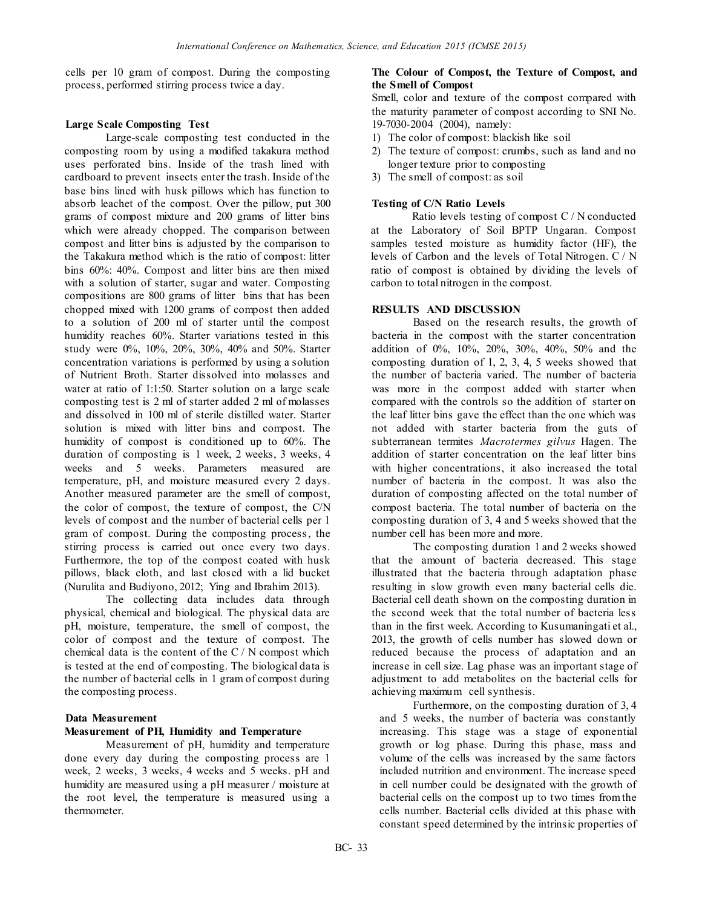cells per 10 gram of compost. During the composting process, performed stirring process twice a day.

### Large Scale Composting Test

Large-scale composting test conducted in the composting room by using a modified takakura method uses perforated bins. Inside of the trash lined with cardboard to prevent insects enter the trash. Inside of the base bins lined with husk pillows which has function to absorb leachet of the compost. Over the pillow, put 300 grams of compost mixture and 200 grams of litter bins which were already chopped. The comparison between compost and litter bins is adjusted by the comparison to the Takakura method which is the ratio of compost: litter bins 60%: 40%. Compost and litter bins are then mixed with a solution of starter, sugar and water. Composting compositions are 800 grams of litter bins that has been chopped mixed with 1200 grams of compost then added to a solution of 200 ml of starter until the compost humidity reaches 60%. Starter variations tested in this study were 0%, 10%, 20%, 30%, 40% and 50%. Starter concentration variations is performed by using a solution of Nutrient Broth. Starter dissolved into molasses and water at ratio of 1:1:50. Starter solution on a large scale composting test is 2 ml of starter added 2 ml of molasses and dissolved in 100 ml of sterile distilled water. Starter solution is mixed with litter bins and compost. The humidity of compost is conditioned up to 60%. The duration of composting is 1 week, 2 weeks, 3 weeks, 4 weeks and 5 weeks. Parameters measured are temperature, pH, and moisture measured every 2 days. Another measured parameter are the smell of compost, the color of compost, the texture of compost, the C/N levels of compost and the number of bacterial cells per 1 gram of compost. During the composting process, the stirring process is carried out once every two days. Furthermore, the top of the compost coated with husk pillows, black cloth, and last closed with a lid bucket (Nurulita and Budiyono, 2012; Ying and Ibrahim 2013).

The collecting data includes data through physical, chemical and biological. The physical data are pH, moisture, temperature, the smell of compost, the color of compost and the texture of compost. The chemical data is the content of the C / N compost which is tested at the end of composting. The biological data is the number of bacterial cells in 1 gram of compost during the composting process.

### Data Measurement

#### Measurement of PH, Humidity and Temperature

Measurement of pH, humidity and temperature done every day during the composting process are 1 week, 2 weeks, 3 weeks, 4 weeks and 5 weeks. pH and humidity are measured using a pH measurer / moisture at the root level, the temperature is measured using a thermometer.

#### The Colour of Compost, the Texture of Compost, and the Smell of Compost

Smell, color and texture of the compost compared with the maturity parameter of compost according to SNI No. 19-7030-2004 (2004), namely:

1) The color of compost: blackish like soil
2) The texture of compost: crumbs, such as land and no longer texture prior to composting
3) The smell of compost: as soil

#### Testing of C/N Ratio Levels

Ratio levels testing of compost C / N conducted at the Laboratory of Soil BPTP Ungaran. Compost samples tested moisture as humidity factor (HF), the levels of Carbon and the levels of Total Nitrogen. C / N ratio of compost is obtained by dividing the levels of carbon to total nitrogen in the compost.

## RESULTS AND DISCUSSION

Based on the research results, the growth of bacteria in the compost with the starter concentration addition of 0%, 10%, 20%, 30%, 40%, 50% and the composting duration of 1, 2, 3, 4, 5 weeks showed that the number of bacteria varied. The number of bacteria was more in the compost added with starter when compared with the controls so the addition of starter on the leaf litter bins gave the effect than the one which was not added with starter bacteria from the guts of subterranean termites *Macrotermes gilvus* Hagen. The addition of starter concentration on the leaf litter bins with higher concentrations, it also increased the total number of bacteria in the compost. It was also the duration of composting affected on the total number of compost bacteria. The total number of bacteria on the composting duration of 3, 4 and 5 weeks showed that the number cell has been more and more.

The composting duration 1 and 2 weeks showed that the amount of bacteria decreased. This stage illustrated that the bacteria through adaptation phase resulting in slow growth even many bacterial cells die. Bacterial cell death shown on the composting duration in the second week that the total number of bacteria less than in the first week. According to Kusumaningati et al., 2013, the growth of cells number has slowed down or reduced because the process of adaptation and an increase in cell size. Lag phase was an important stage of adjustment to add metabolites on the bacterial cells for achieving maximum cell synthesis.

Furthermore, on the composting duration of 3, 4 and 5 weeks, the number of bacteria was constantly increasing. This stage was a stage of exponential growth or log phase. During this phase, mass and volume of the cells was increased by the same factors included nutrition and environment. The increase speed in cell number could be designated with the growth of bacterial cells on the compost up to two times from the cells number. Bacterial cells divided at this phase with constant speed determined by the intrinsic properties of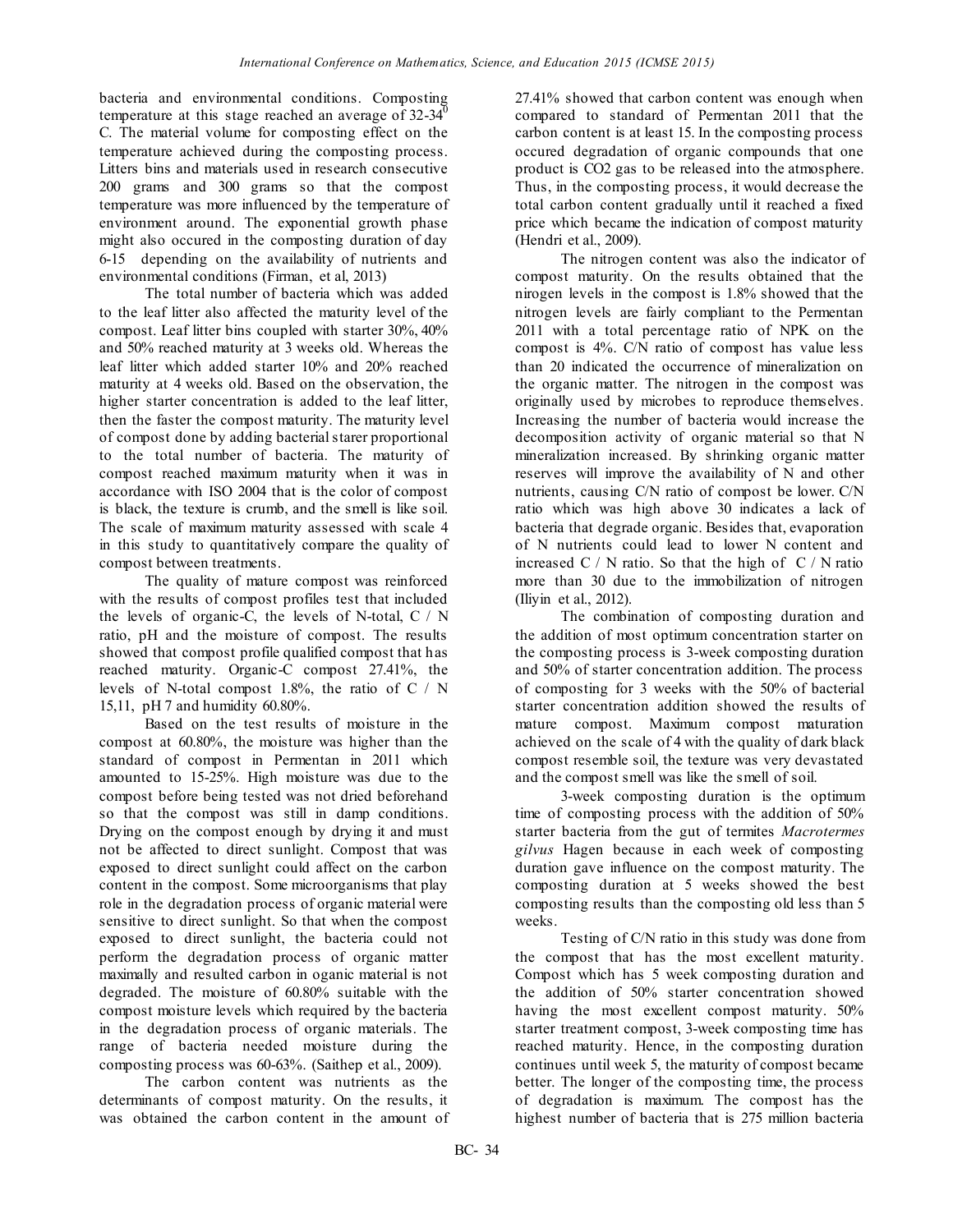bacteria and environmental conditions. Composting temperature at this stage reached an average of 32-34$^0$ C. The material volume for composting effect on the temperature achieved during the composting process. Litters bins and materials used in research consecutive 200 grams and 300 grams so that the compost temperature was more influenced by the temperature of environment around. The exponential growth phase might also occured in the composting duration of day 6-15 depending on the availability of nutrients and environmental conditions (Firman, et al, 2013)

The total number of bacteria which was added to the leaf litter also affected the maturity level of the compost. Leaf litter bins coupled with starter 30%, 40% and 50% reached maturity at 3 weeks old. Whereas the leaf litter which added starter 10% and 20% reached maturity at 4 weeks old. Based on the observation, the higher starter concentration is added to the leaf litter, then the faster the compost maturity. The maturity level of compost done by adding bacterial starer proportional to the total number of bacteria. The maturity of compost reached maximum maturity when it was in accordance with ISO 2004 that is the color of compost is black, the texture is crumb, and the smell is like soil. The scale of maximum maturity assessed with scale 4 in this study to quantitatively compare the quality of compost between treatments.

The quality of mature compost was reinforced with the results of compost profiles test that included the levels of organic-C, the levels of N-total, C / N ratio, pH and the moisture of compost. The results showed that compost profile qualified compost that has reached maturity. Organic-C compost 27.41%, the levels of N-total compost 1.8%, the ratio of C / N 15,11, pH 7 and humidity 60.80%.

Based on the test results of moisture in the compost at 60.80%, the moisture was higher than the standard of compost in Permentan in 2011 which amounted to 15-25%. High moisture was due to the compost before being tested was not dried beforehand so that the compost was still in damp conditions. Drying on the compost enough by drying it and must not be affected to direct sunlight. Compost that was exposed to direct sunlight could affect on the carbon content in the compost. Some microorganisms that play role in the degradation process of organic material were sensitive to direct sunlight. So that when the compost exposed to direct sunlight, the bacteria could not perform the degradation process of organic matter maximally and resulted carbon in oganic material is not degraded. The moisture of 60.80% suitable with the compost moisture levels which required by the bacteria in the degradation process of organic materials. The range of bacteria needed moisture during the composting process was 60-63%. (Saithep et al., 2009).

The carbon content was nutrients as the determinants of compost maturity. On the results, it was obtained the carbon content in the amount of 27.41% showed that carbon content was enough when compared to standard of Permentan 2011 that the carbon content is at least 15. In the composting process occured degradation of organic compounds that one product is $CO_2$ gas to be released into the atmosphere. Thus, in the composting process, it would decrease the total carbon content gradually until it reached a fixed price which became the indication of compost maturity (Hendri et al., 2009).

The nitrogen content was also the indicator of compost maturity. On the results obtained that the nirogen levels in the compost is 1.8% showed that the nitrogen levels are fairly compliant to the Permentan 2011 with a total percentage ratio of NPK on the compost is 4%. C/N ratio of compost has value less than 20 indicated the occurrence of mineralization on the organic matter. The nitrogen in the compost was originally used by microbes to reproduce themselves. Increasing the number of bacteria would increase the decomposition activity of organic material so that N mineralization increased. By shrinking organic matter reserves will improve the availability of N and other nutrients, causing C/N ratio of compost be lower. C/N ratio which was high above 30 indicates a lack of bacteria that degrade organic. Besides that, evaporation of N nutrients could lead to lower N content and increased C / N ratio. So that the high of C / N ratio more than 30 due to the immobilization of nitrogen (Iliyin et al., 2012).

The combination of composting duration and the addition of most optimum concentration starter on the composting process is 3-week composting duration and 50% of starter concentration addition. The process of composting for 3 weeks with the 50% of bacterial starter concentration addition showed the results of mature compost. Maximum compost maturation achieved on the scale of 4 with the quality of dark black compost resemble soil, the texture was very devastated and the compost smell was like the smell of soil.

3-week composting duration is the optimum time of composting process with the addition of 50% starter bacteria from the gut of termites *Macrotermes gilvus* Hagen because in each week of composting duration gave influence on the compost maturity. The composting duration at 5 weeks showed the best composting results than the composting old less than 5 weeks.

Testing of C/N ratio in this study was done from the compost that has the most excellent maturity. Compost which has 5 week composting duration and the addition of 50% starter concentration showed having the most excellent compost maturity. 50% starter treatment compost, 3-week composting time has reached maturity. Hence, in the composting duration continues until week 5, the maturity of compost became better. The longer of the composting time, the process of degradation is maximum. The compost has the highest number of bacteria that is 275 million bacteria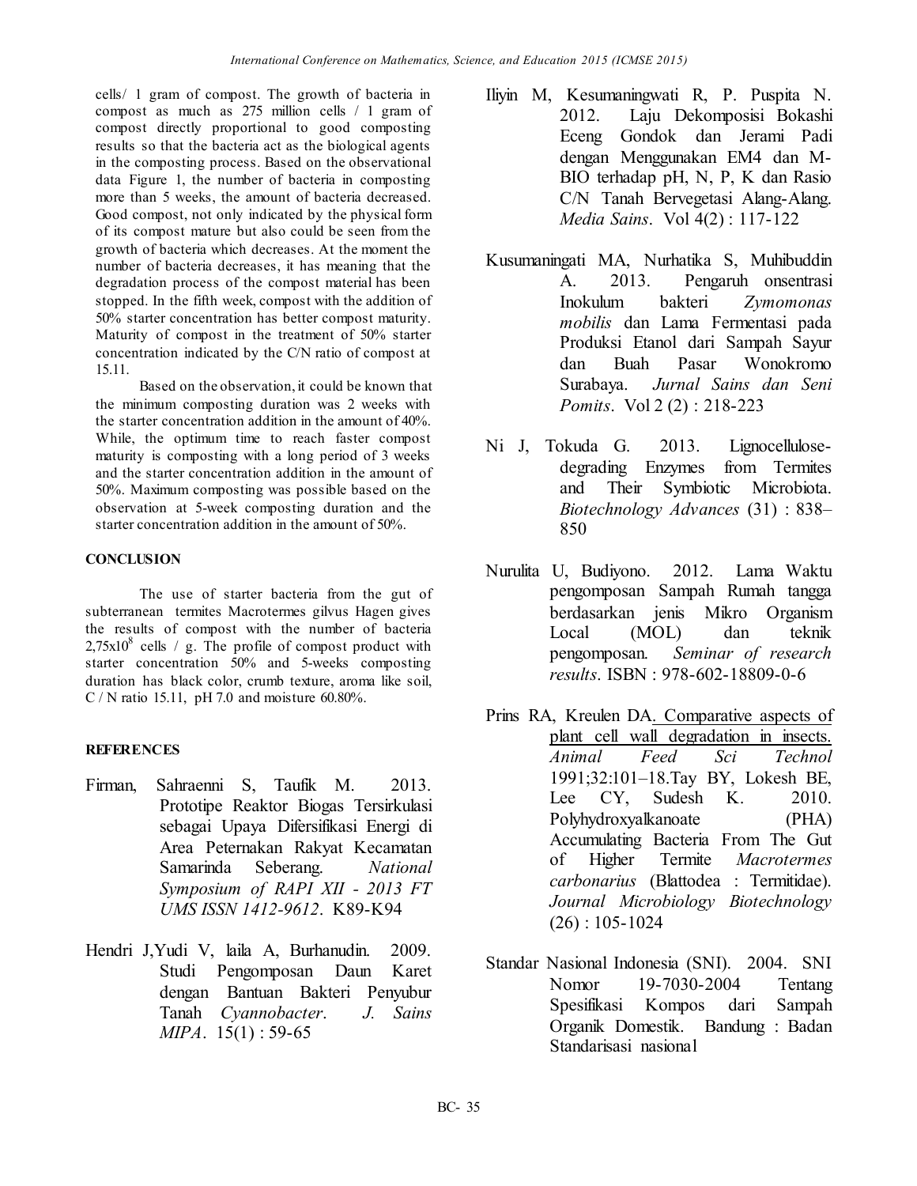cells/ 1 gram of compost. The growth of bacteria in compost as much as 275 million cells / 1 gram of compost directly proportional to good composting results so that the bacteria act as the biological agents in the composting process. Based on the observational data Figure 1, the number of bacteria in composting more than 5 weeks, the amount of bacteria decreased. Good compost, not only indicated by the physical form of its compost mature but also could be seen from the growth of bacteria which decreases. At the moment the number of bacteria decreases, it has meaning that the degradation process of the compost material has been stopped. In the fifth week, compost with the addition of 50% starter concentration has better compost maturity. Maturity of compost in the treatment of 50% starter concentration indicated by the C/N ratio of compost at 15.11.

Based on the observation, it could be known that the minimum composting duration was 2 weeks with the starter concentration addition in the amount of 40%. While, the optimum time to reach faster compost maturity is composting with a long period of 3 weeks and the starter concentration addition in the amount of 50%. Maximum composting was possible based on the observation at 5-week composting duration and the starter concentration addition in the amount of 50%.

## CONCLUSION

The use of starter bacteria from the gut of subterranean termites Macrotermes gilvus Hagen gives the results of compost with the number of bacteria $2,75 \times 10^8$ cells / g. The profile of compost product with starter concentration 50% and 5-weeks composting duration has black color, crumb texture, aroma like soil, C / N ratio 15.11, pH 7.0 and moisture 60.80%.

## REFERENCES

Firman, Sahraenni S, Taufik M. 2013. Prototipe Reaktor Biogas Tersirkulasi sebagai Upaya Difersifikasi Energi di Area Peternakan Rakyat Kecamatan Samarinda Seberang. *National Symposium of RAPI XII - 2013 FT UMS ISSN 1412-9612*. K89-K94

Hendri J,Yudi V, laila A, Burhanudin. 2009. Studi Pengomposan Daun Karet dengan Bantuan Bakteri Penyubur Tanah *Cyannobacter*. *J. Sains MIPA*. 15(1) : 59-65

Iliyin M, Kesumaningwati R, P. Puspita N. 2012. Laju Dekomposisi Bokashi Eceng Gondok dan Jerami Padi dengan Menggunakan EM4 dan M-BIO terhadap pH, N, P, K dan Rasio C/N Tanah Bervegetasi Alang-Alang. *Media Sains*. Vol 4(2) : 117-122

Kusumaningati MA, Nurhatika S, Muhibuddin A. 2013. Pengaruh onsentrasi Inokulum bakteri *Zymomonas mobilis* dan Lama Fermentasi pada Produksi Etanol dari Sampah Sayur dan Buah Pasar Wonokromo Surabaya. *Jurnal Sains dan Seni Pomits*. Vol 2 (2) : 218-223

Ni J, Tokuda G. 2013. Lignocellulose-degrading Enzymes from Termites and Their Symbiotic Microbiota. *Biotechnology Advances* (31) : 838–850

Nurulita U, Budiyono. 2012. Lama Waktu pengomposan Sampah Rumah tangga berdasarkan jenis Mikro Organism Local (MOL) dan teknik pengomposan. *Seminar of research results*. ISBN : 978-602-18809-0-6

Prins RA, Kreulen DA. Comparative aspects of plant cell wall degradation in insects. *Animal Feed Sci Technol* 1991;32:101–18.Tay BY, Lokesh BE, Lee CY, Sudesh K. 2010. Polyhydroxyalkanoate (PHA) Accumulating Bacteria From The Gut of Higher Termite *Macrotermes carbonarius* (Blattodea : Termitidae). *Journal Microbiology Biotechnology* (26) : 105-1024

Standar Nasional Indonesia (SNI). 2004. SNI Nomor 19-7030-2004 Tentang Spesifikasi Kompos dari Sampah Organik Domestik. Bandung : Badan Standarisasi nasional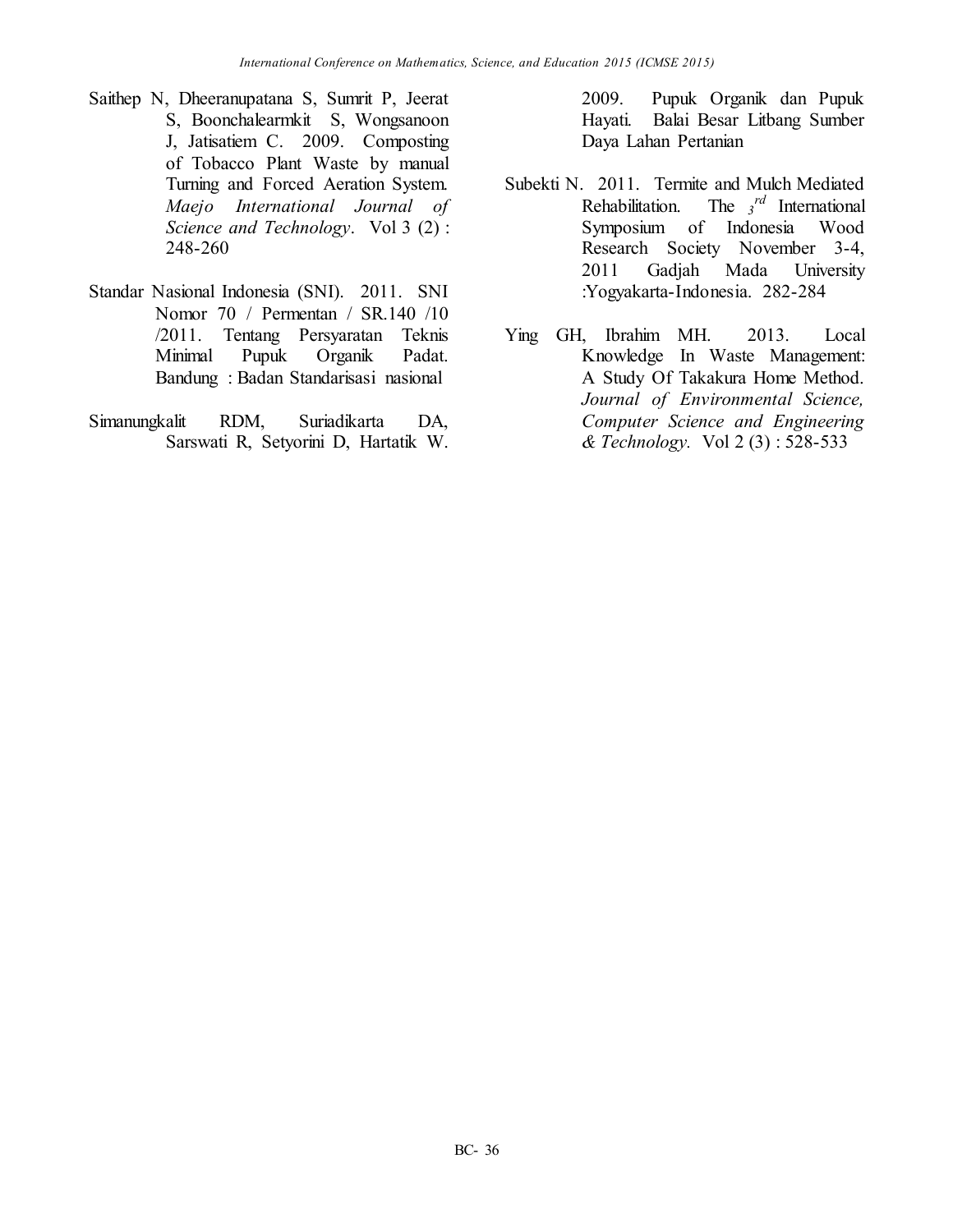Saithep N, Dheeranupatana S, Sumrit P, Jeerat S, Boonchalearmkit S, Wongsanoon J, Jatisatiem C. 2009. Composting of Tobacco Plant Waste by manual Turning and Forced Aeration System. *Maejo International Journal of Science and Technology*. Vol 3 (2) : 248-260

Standar Nasional Indonesia (SNI). 2011. SNI Nomor 70 / Permentan / SR.140 /10 /2011. Tentang Persyaratan Teknis Minimal Pupuk Organik Padat. Bandung : Badan Standarisasi nasional

Simanungkalit RDM, Suriadikarta DA, Sarswati R, Setyorini D, Hartatik W. 2009. Pupuk Organik dan Pupuk Hayati. Balai Besar Litbang Sumber Daya Lahan Pertanian

Subekti N. 2011. Termite and Mulch Mediated Rehabilitation. The 3rd International Symposium of Indonesia Wood Research Society November 3-4, 2011 Gadjah Mada University :Yogyakarta-Indonesia. 282-284

Ying GH, Ibrahim MH. 2013. Local Knowledge In Waste Management: A Study Of Takakura Home Method. *Journal of Environmental Science, Computer Science and Engineering & Technology*. Vol 2 (3) : 528-533